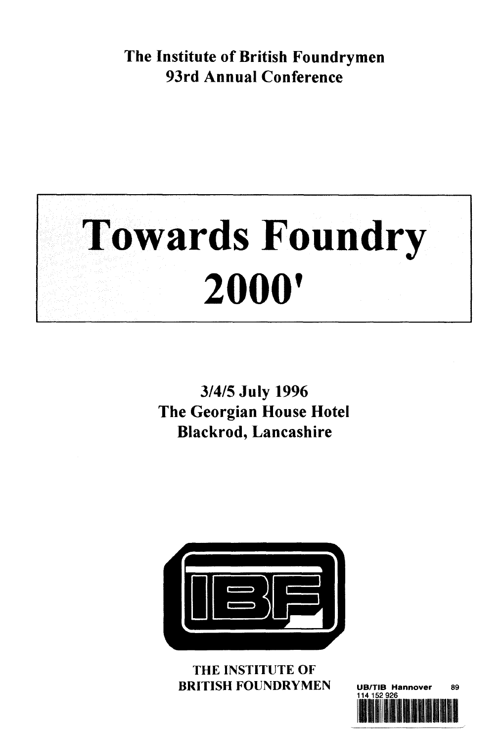The Institute of British Foundrymen
93rd Annual Conference

# Towards Foundry 2000'

3/4/5 July 1996
The Georgian House Hotel
Blackrod, Lancashire

THE INSTITUTE OF
BRITISH FOUNDRYMEN

UB/TIB Hannover 89
114 152 926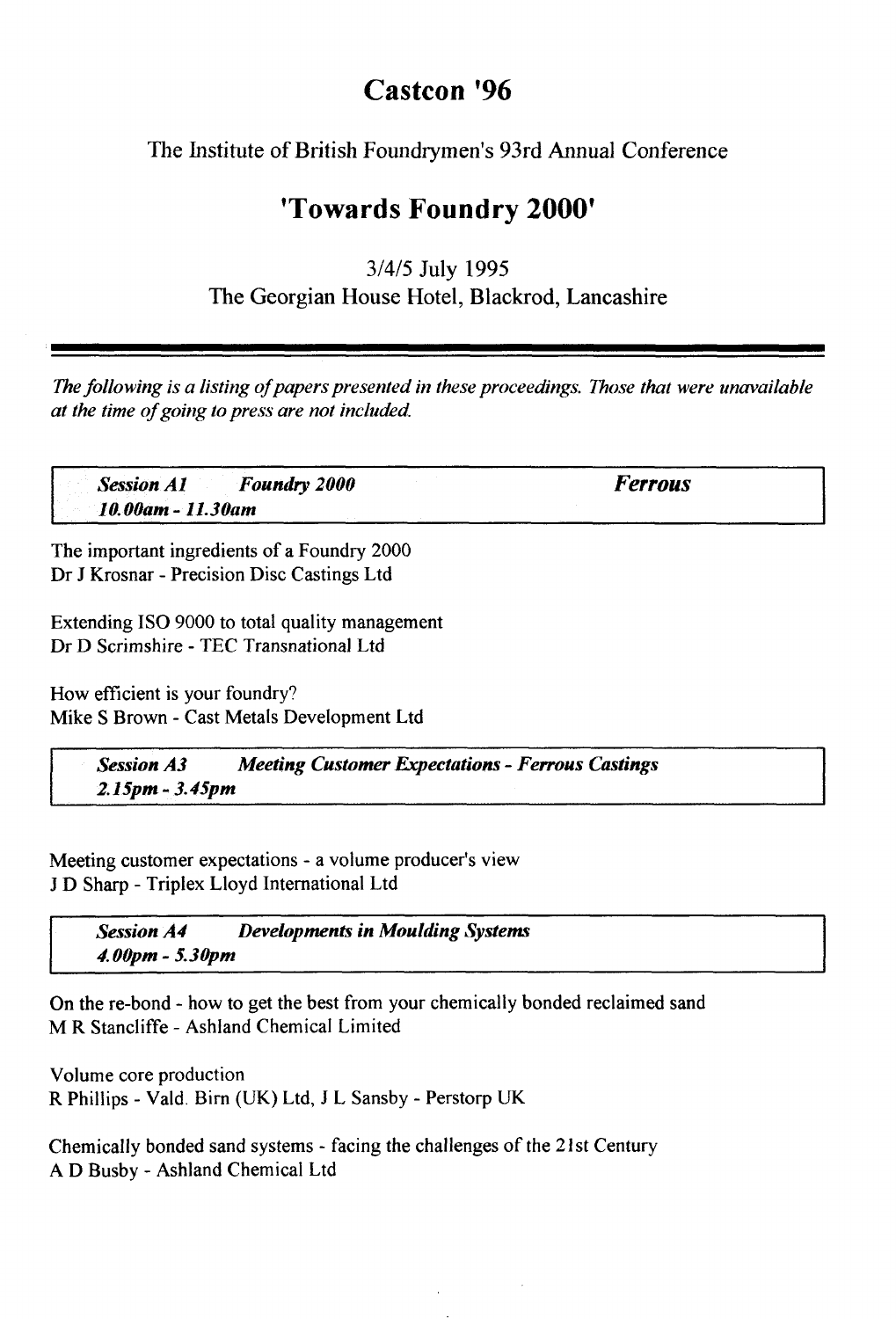# Castcon '96

The Institute of British Foundrymen's 93rd Annual Conference

## 'Towards Foundry 2000'

3/4/5 July 1995
The Georgian House Hotel, Blackrod, Lancashire

---

*The following is a listing of papers presented in these proceedings. Those that were unavailable at the time of going to press are not included.*

***Session A1 Foundry 2000*** ***Ferrous***
***10.00am - 11.30am***

The important ingredients of a Foundry 2000
Dr J Krosnar - Precision Disc Castings Ltd

Extending ISO 9000 to total quality management
Dr D Scrimshire - TEC Transnational Ltd

How efficient is your foundry?
Mike S Brown - Cast Metals Development Ltd

***Session A3 Meeting Customer Expectations - Ferrous Castings***
***2.15pm - 3.45pm***

Meeting customer expectations - a volume producer's view
J D Sharp - Triplex Lloyd International Ltd

***Session A4 Developments in Moulding Systems***
***4.00pm - 5.30pm***

On the re-bond - how to get the best from your chemically bonded reclaimed sand
M R Stancliffe - Ashland Chemical Limited

Volume core production
R Phillips - Vald. Birn (UK) Ltd, J L Sansby - Perstorp UK

Chemically bonded sand systems - facing the challenges of the 21st Century
A D Busby - Ashland Chemical Ltd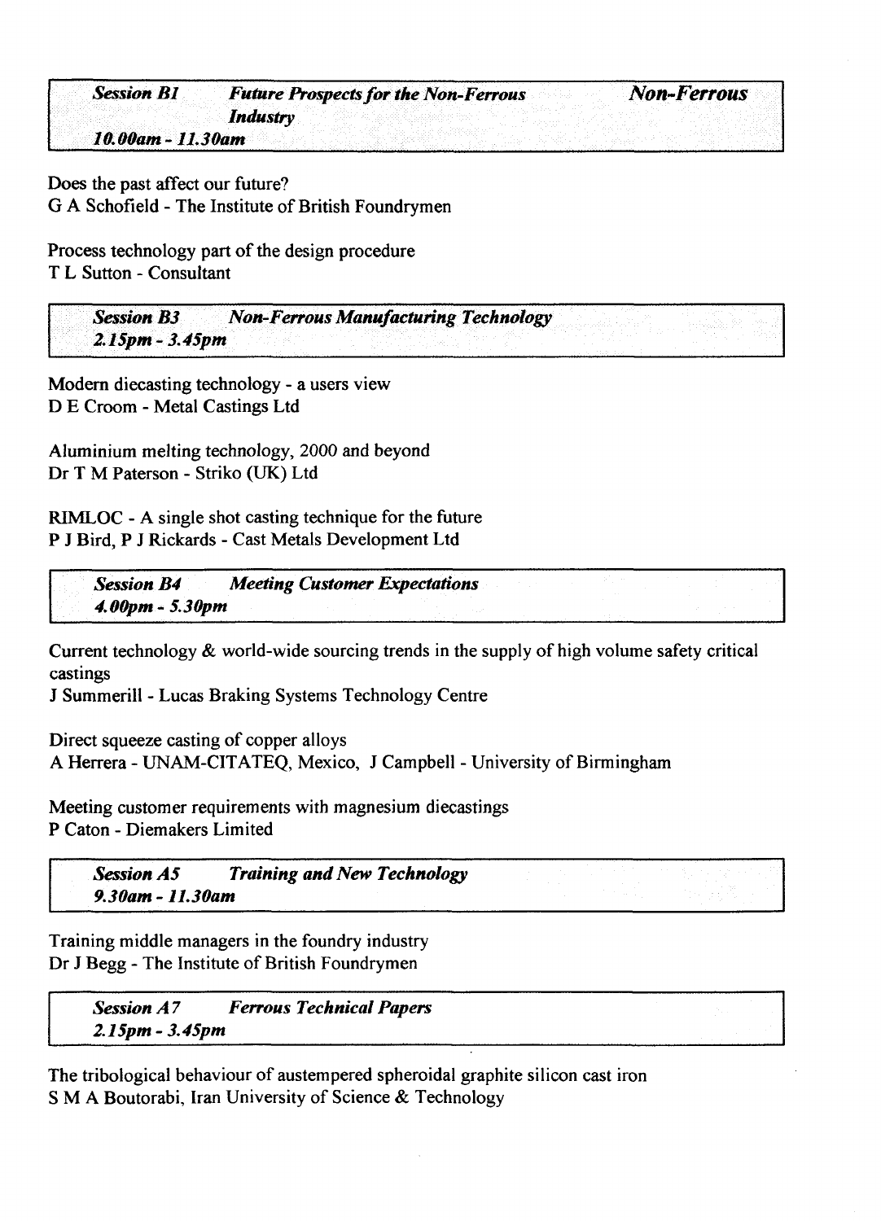### *Session B1* *Future Prospects for the Non-Ferrous Industry* — *Non-Ferrous*
***10.00am - 11.30am***

Does the past affect our future?
G A Schofield - The Institute of British Foundrymen

Process technology part of the design procedure
T L Sutton - Consultant

### *Session B3* *Non-Ferrous Manufacturing Technology*
***2.15pm - 3.45pm***

Modern diecasting technology - a users view
D E Croom - Metal Castings Ltd

Aluminium melting technology, 2000 and beyond
Dr T M Paterson - Striko (UK) Ltd

RIMLOC - A single shot casting technique for the future
P J Bird, P J Rickards - Cast Metals Development Ltd

### *Session B4* *Meeting Customer Expectations*
***4.00pm - 5.30pm***

Current technology & world-wide sourcing trends in the supply of high volume safety critical castings
J Summerill - Lucas Braking Systems Technology Centre

Direct squeeze casting of copper alloys
A Herrera - UNAM-CITATEQ, Mexico, J Campbell - University of Birmingham

Meeting customer requirements with magnesium diecastings
P Caton - Diemakers Limited

### *Session A5* *Training and New Technology*
***9.30am - 11.30am***

Training middle managers in the foundry industry
Dr J Begg - The Institute of British Foundrymen

### *Session A7* *Ferrous Technical Papers*
***2.15pm - 3.45pm***

The tribological behaviour of austempered spheroidal graphite silicon cast iron
S M A Boutorabi, Iran University of Science & Technology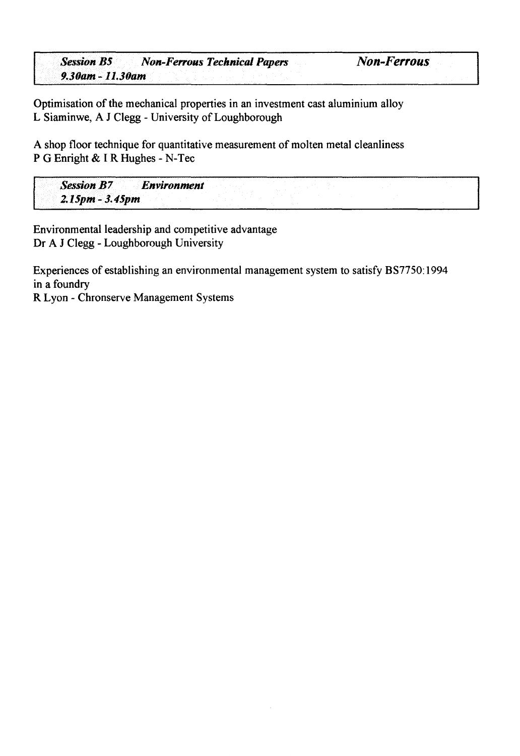***Session B5*** ***Non-Ferrous Technical Papers*** ***Non-Ferrous***
***9.30am - 11.30am***

Optimisation of the mechanical properties in an investment cast aluminium alloy
L Siaminwe, A J Clegg - University of Loughborough

A shop floor technique for quantitative measurement of molten metal cleanliness
P G Enright & I R Hughes - N-Tec

***Session B7*** ***Environment***
***2.15pm - 3.45pm***

Environmental leadership and competitive advantage
Dr A J Clegg - Loughborough University

Experiences of establishing an environmental management system to satisfy BS7750:1994 in a foundry
R Lyon - Chronserve Management Systems